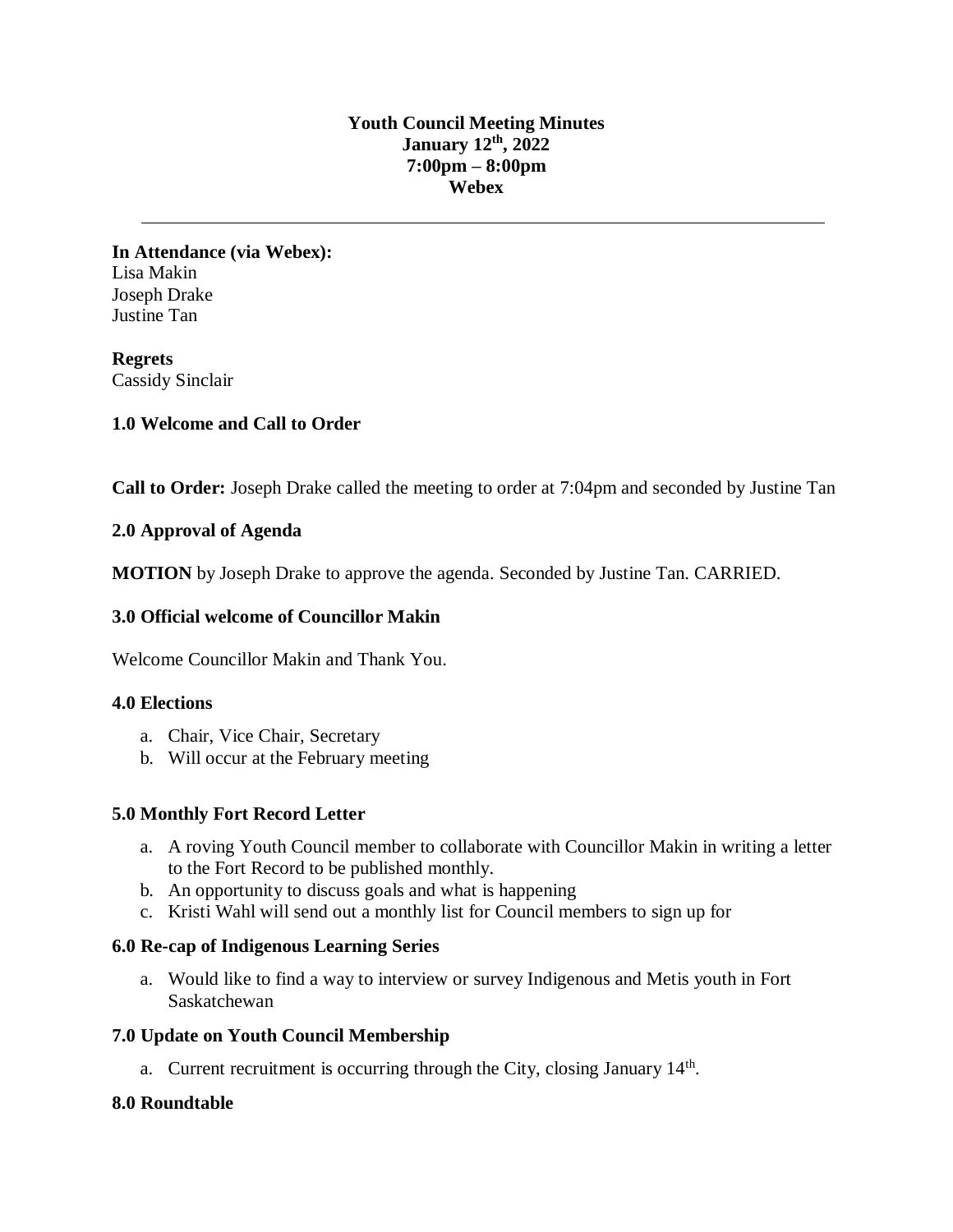**Youth Council Meeting Minutes**
**January 12th, 2022**
**7:00pm – 8:00pm**
**Webex**

---

**In Attendance (via Webex):**
Lisa Makin
Joseph Drake
Justine Tan

**Regrets**
Cassidy Sinclair

**1.0 Welcome and Call to Order**

**Call to Order:** Joseph Drake called the meeting to order at 7:04pm and seconded by Justine Tan

**2.0 Approval of Agenda**

**MOTION** by Joseph Drake to approve the agenda. Seconded by Justine Tan. CARRIED.

**3.0 Official welcome of Councillor Makin**

Welcome Councillor Makin and Thank You.

**4.0 Elections**

a. Chair, Vice Chair, Secretary
b. Will occur at the February meeting

**5.0 Monthly Fort Record Letter**

a. A roving Youth Council member to collaborate with Councillor Makin in writing a letter to the Fort Record to be published monthly.
b. An opportunity to discuss goals and what is happening
c. Kristi Wahl will send out a monthly list for Council members to sign up for

**6.0 Re-cap of Indigenous Learning Series**

a. Would like to find a way to interview or survey Indigenous and Metis youth in Fort Saskatchewan

**7.0 Update on Youth Council Membership**

a. Current recruitment is occurring through the City, closing January 14th.

**8.0 Roundtable**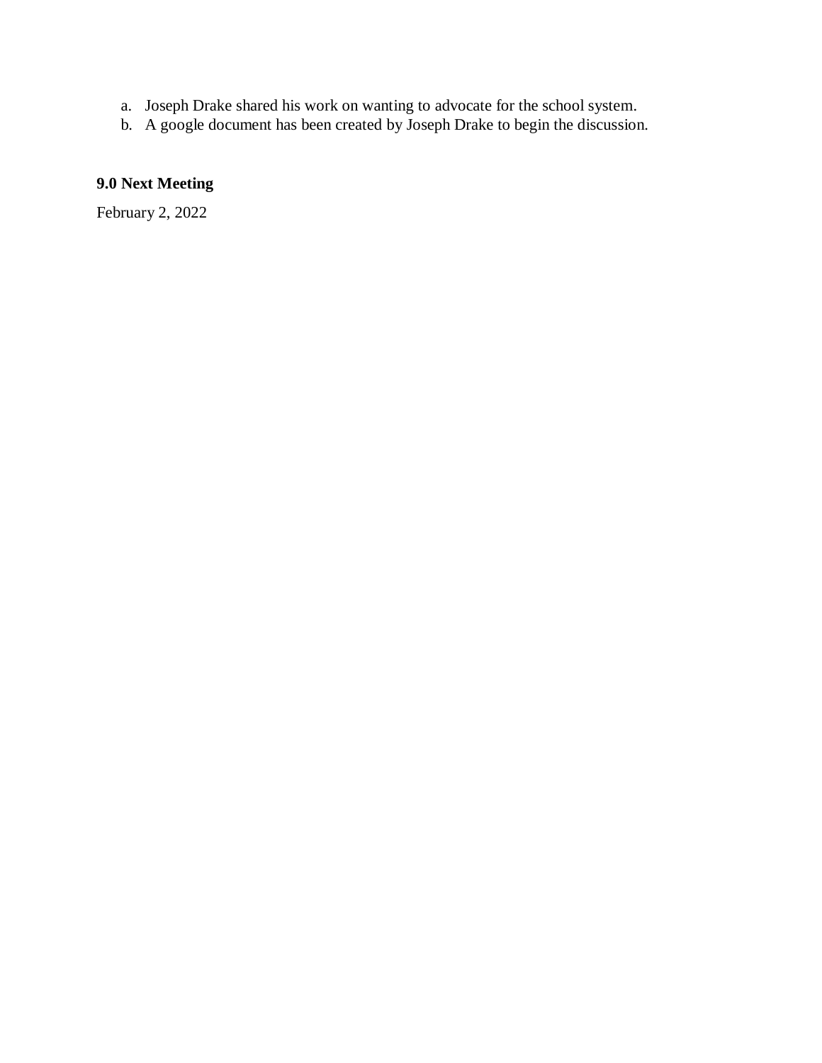a. Joseph Drake shared his work on wanting to advocate for the school system.
b. A google document has been created by Joseph Drake to begin the discussion.

**9.0 Next Meeting**

February 2, 2022